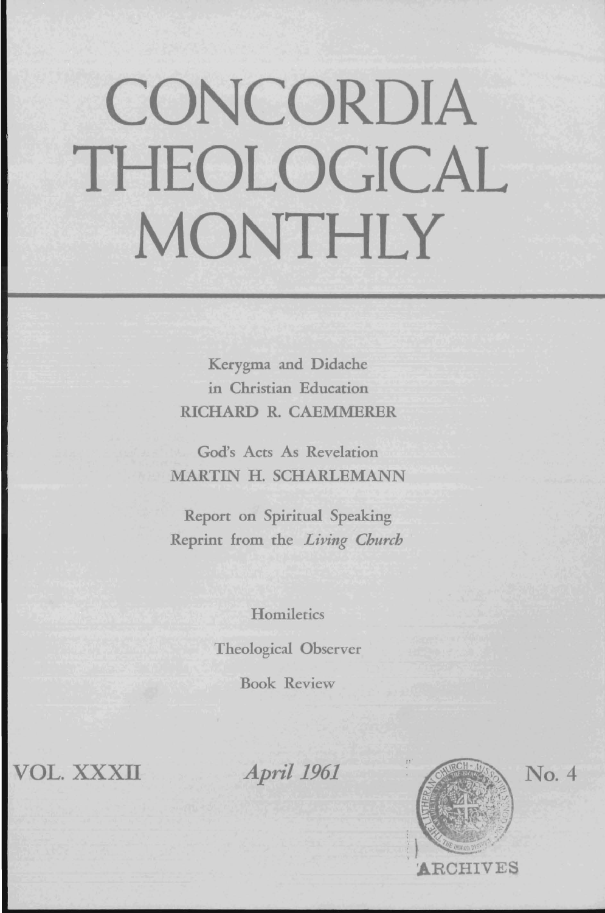# CONCORDIA THEOLOGICAL MONTHLY

Kerygma and Didache in Christian Education
RICHARD R. CAEMMERER

God's Acts As Revelation
MARTIN H. SCHARLEMANN

Report on Spiritual Speaking
Reprint from the *Living Church*

Homiletics

Theological Observer

Book Review

VOL. XXXII — *April 1961* — No. 4

ARCHIVES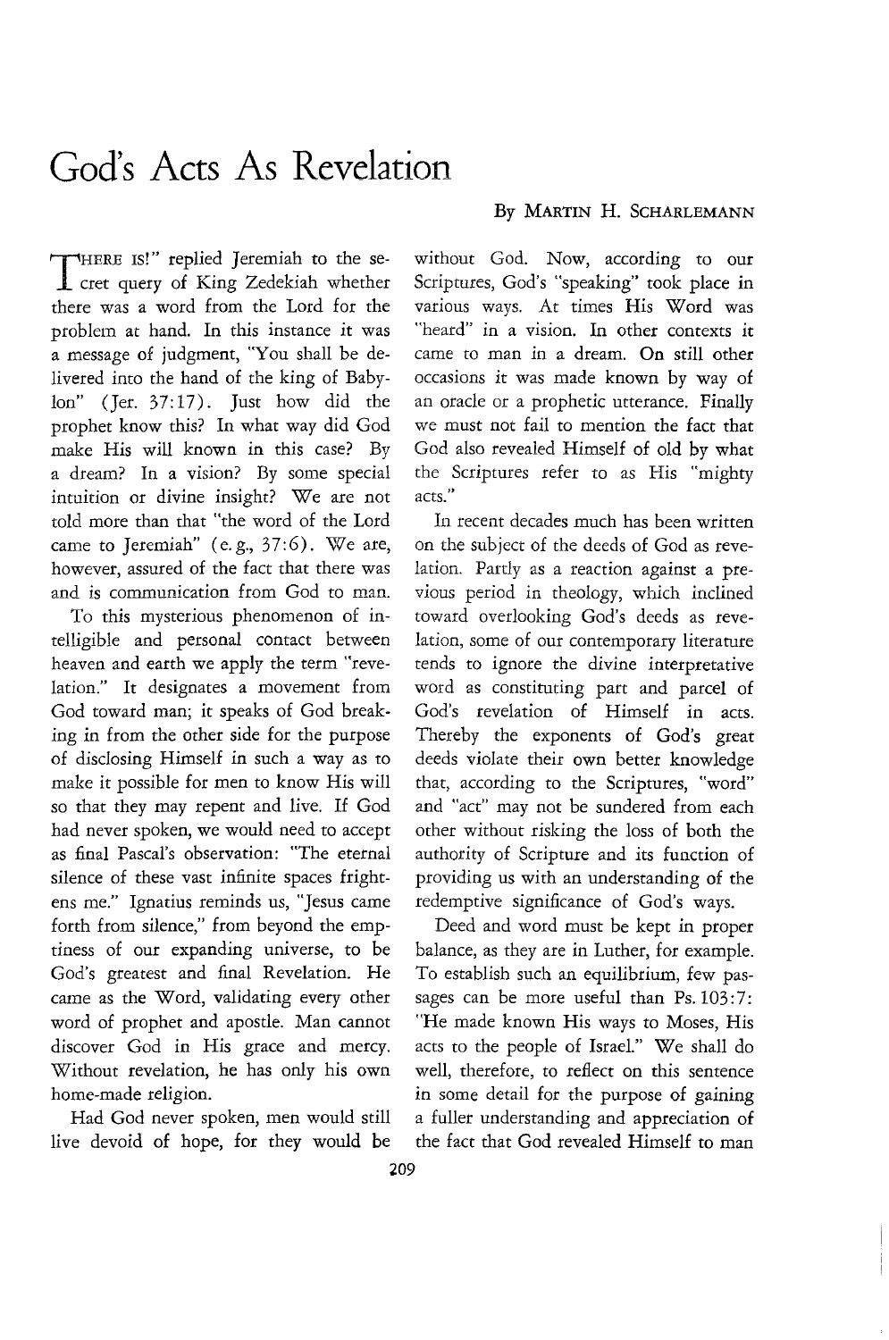# God's Acts As Revelation

By MARTIN H. SCHARLEMANN

"THERE IS!" replied Jeremiah to the secret query of King Zedekiah whether there was a word from the Lord for the problem at hand. In this instance it was a message of judgment, "You shall be delivered into the hand of the king of Babylon" (Jer. 37:17). Just how did the prophet know this? In what way did God make His will known in this case? By a dream? In a vision? By some special intuition or divine insight? We are not told more than that "the word of the Lord came to Jeremiah" (e.g., 37:6). We are, however, assured of the fact that there was and is communication from God to man.

To this mysterious phenomenon of intelligible and personal contact between heaven and earth we apply the term "revelation." It designates a movement from God toward man; it speaks of God breaking in from the other side for the purpose of disclosing Himself in such a way as to make it possible for men to know His will so that they may repent and live. If God had never spoken, we would need to accept as final Pascal's observation: "The eternal silence of these vast infinite spaces frightens me." Ignatius reminds us, "Jesus came forth from silence," from beyond the emptiness of our expanding universe, to be God's greatest and final Revelation. He came as the Word, validating every other word of prophet and apostle. Man cannot discover God in His grace and mercy. Without revelation, he has only his own home-made religion.

Had God never spoken, men would still live devoid of hope, for they would be without God. Now, according to our Scriptures, God's "speaking" took place in various ways. At times His Word was "heard" in a vision. In other contexts it came to man in a dream. On still other occasions it was made known by way of an oracle or a prophetic utterance. Finally we must not fail to mention the fact that God also revealed Himself of old by what the Scriptures refer to as His "mighty acts."

In recent decades much has been written on the subject of the deeds of God as revelation. Partly as a reaction against a previous period in theology, which inclined toward overlooking God's deeds as revelation, some of our contemporary literature tends to ignore the divine interpretative word as constituting part and parcel of God's revelation of Himself in acts. Thereby the exponents of God's great deeds violate their own better knowledge that, according to the Scriptures, "word" and "act" may not be sundered from each other without risking the loss of both the authority of Scripture and its function of providing us with an understanding of the redemptive significance of God's ways.

Deed and word must be kept in proper balance, as they are in Luther, for example. To establish such an equilibrium, few passages can be more useful than Ps. 103:7: "He made known His ways to Moses, His acts to the people of Israel." We shall do well, therefore, to reflect on this sentence in some detail for the purpose of gaining a fuller understanding and appreciation of the fact that God revealed Himself to man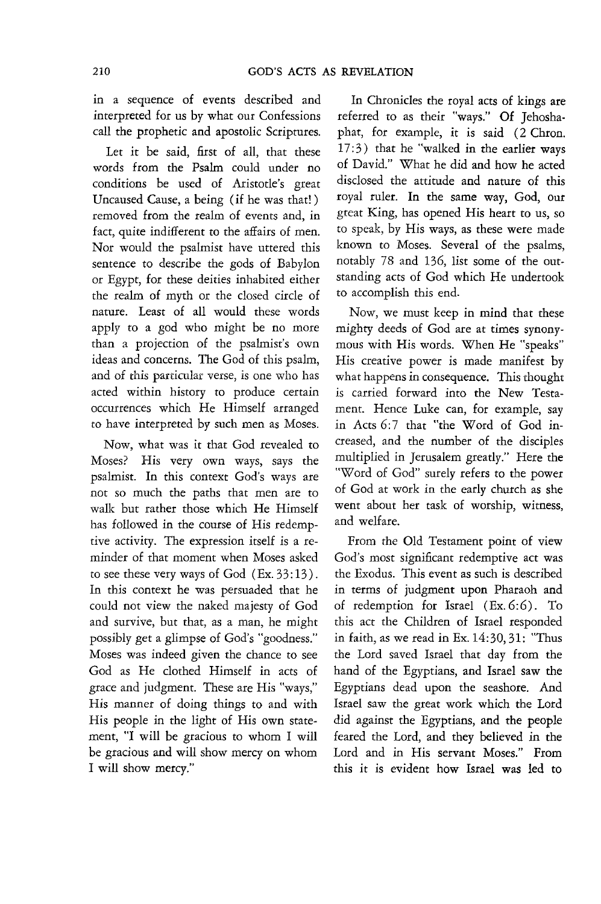in a sequence of events described and interpreted for us by what our Confessions call the prophetic and apostolic Scriptures.

Let it be said, first of all, that these words from the Psalm could under no conditions be used of Aristotle's great Uncaused Cause, a being (if he was that!) removed from the realm of events and, in fact, quite indifferent to the affairs of men. Nor would the psalmist have uttered this sentence to describe the gods of Babylon or Egypt, for these deities inhabited either the realm of myth or the closed circle of nature. Least of all would these words apply to a god who might be no more than a projection of the psalmist's own ideas and concerns. The God of this psalm, and of this particular verse, is one who has acted within history to produce certain occurrences which He Himself arranged to have interpreted by such men as Moses.

Now, what was it that God revealed to Moses? His very own ways, says the psalmist. In this context God's ways are not so much the paths that men are to walk but rather those which He Himself has followed in the course of His redemptive activity. The expression itself is a reminder of that moment when Moses asked to see these very ways of God (Ex. 33:13). In this context he was persuaded that he could not view the naked majesty of God and survive, but that, as a man, he might possibly get a glimpse of God's "goodness." Moses was indeed given the chance to see God as He clothed Himself in acts of grace and judgment. These are His "ways," His manner of doing things to and with His people in the light of His own statement, "I will be gracious to whom I will be gracious and will show mercy on whom I will show mercy."

In Chronicles the royal acts of kings are referred to as their "ways." Of Jehoshaphat, for example, it is said (2 Chron. 17:3) that he "walked in the earlier ways of David." What he did and how he acted disclosed the attitude and nature of this royal ruler. In the same way, God, our great King, has opened His heart to us, so to speak, by His ways, as these were made known to Moses. Several of the psalms, notably 78 and 136, list some of the outstanding acts of God which He undertook to accomplish this end.

Now, we must keep in mind that these mighty deeds of God are at times synonymous with His words. When He "speaks" His creative power is made manifest by what happens in consequence. This thought is carried forward into the New Testament. Hence Luke can, for example, say in Acts 6:7 that "the Word of God increased, and the number of the disciples multiplied in Jerusalem greatly." Here the "Word of God" surely refers to the power of God at work in the early church as she went about her task of worship, witness, and welfare.

From the Old Testament point of view God's most significant redemptive act was the Exodus. This event as such is described in terms of judgment upon Pharaoh and of redemption for Israel (Ex. 6:6). To this act the Children of Israel responded in faith, as we read in Ex. 14:30, 31: "Thus the Lord saved Israel that day from the hand of the Egyptians, and Israel saw the Egyptians dead upon the seashore. And Israel saw the great work which the Lord did against the Egyptians, and the people feared the Lord, and they believed in the Lord and in His servant Moses." From this it is evident how Israel was led to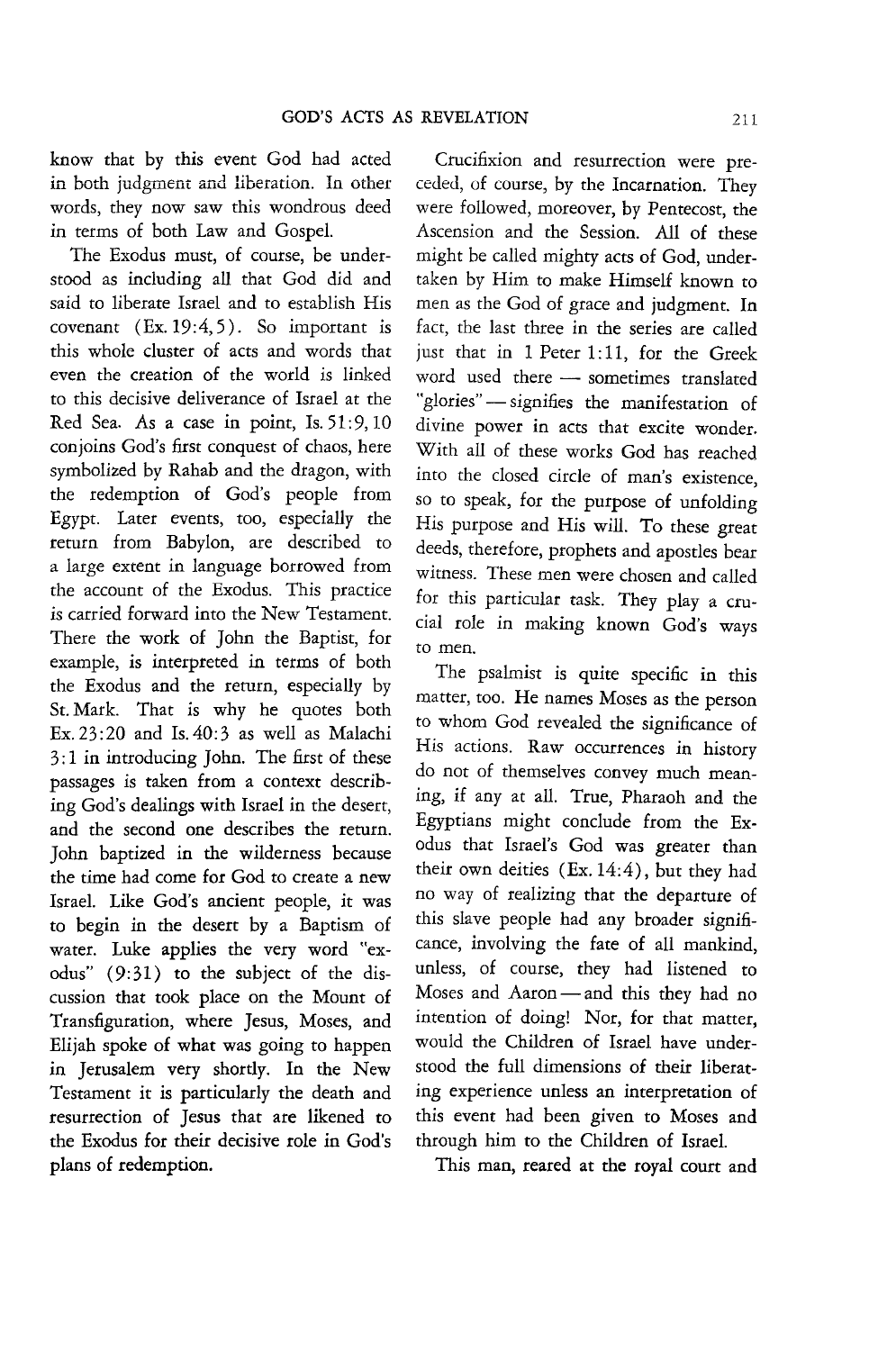know that by this event God had acted in both judgment and liberation. In other words, they now saw this wondrous deed in terms of both Law and Gospel.

The Exodus must, of course, be understood as including all that God did and said to liberate Israel and to establish His covenant (Ex. 19:4,5). So important is this whole cluster of acts and words that even the creation of the world is linked to this decisive deliverance of Israel at the Red Sea. As a case in point, Is. 51:9, 10 conjoins God's first conquest of chaos, here symbolized by Rahab and the dragon, with the redemption of God's people from Egypt. Later events, too, especially the return from Babylon, are described to a large extent in language borrowed from the account of the Exodus. This practice is carried forward into the New Testament. There the work of John the Baptist, for example, is interpreted in terms of both the Exodus and the return, especially by St. Mark. That is why he quotes both Ex. 23:20 and Is. 40:3 as well as Malachi 3:1 in introducing John. The first of these passages is taken from a context describing God's dealings with Israel in the desert, and the second one describes the return. John baptized in the wilderness because the time had come for God to create a new Israel. Like God's ancient people, it was to begin in the desert by a Baptism of water. Luke applies the very word "exodus" (9:31) to the subject of the discussion that took place on the Mount of Transfiguration, where Jesus, Moses, and Elijah spoke of what was going to happen in Jerusalem very shortly. In the New Testament it is particularly the death and resurrection of Jesus that are likened to the Exodus for their decisive role in God's plans of redemption.

Crucifixion and resurrection were preceded, of course, by the Incarnation. They were followed, moreover, by Pentecost, the Ascension and the Session. All of these might be called mighty acts of God, undertaken by Him to make Himself known to men as the God of grace and judgment. In fact, the last three in the series are called just that in 1 Peter 1:11, for the Greek word used there — sometimes translated "glories" — signifies the manifestation of divine power in acts that excite wonder. With all of these works God has reached into the closed circle of man's existence, so to speak, for the purpose of unfolding His purpose and His will. To these great deeds, therefore, prophets and apostles bear witness. These men were chosen and called for this particular task. They play a crucial role in making known God's ways to men.

The psalmist is quite specific in this matter, too. He names Moses as the person to whom God revealed the significance of His actions. Raw occurrences in history do not of themselves convey much meaning, if any at all. True, Pharaoh and the Egyptians might conclude from the Exodus that Israel's God was greater than their own deities (Ex. 14:4), but they had no way of realizing that the departure of this slave people had any broader significance, involving the fate of all mankind, unless, of course, they had listened to Moses and Aaron — and this they had no intention of doing! Nor, for that matter, would the Children of Israel have understood the full dimensions of their liberating experience unless an interpretation of this event had been given to Moses and through him to the Children of Israel.

This man, reared at the royal court and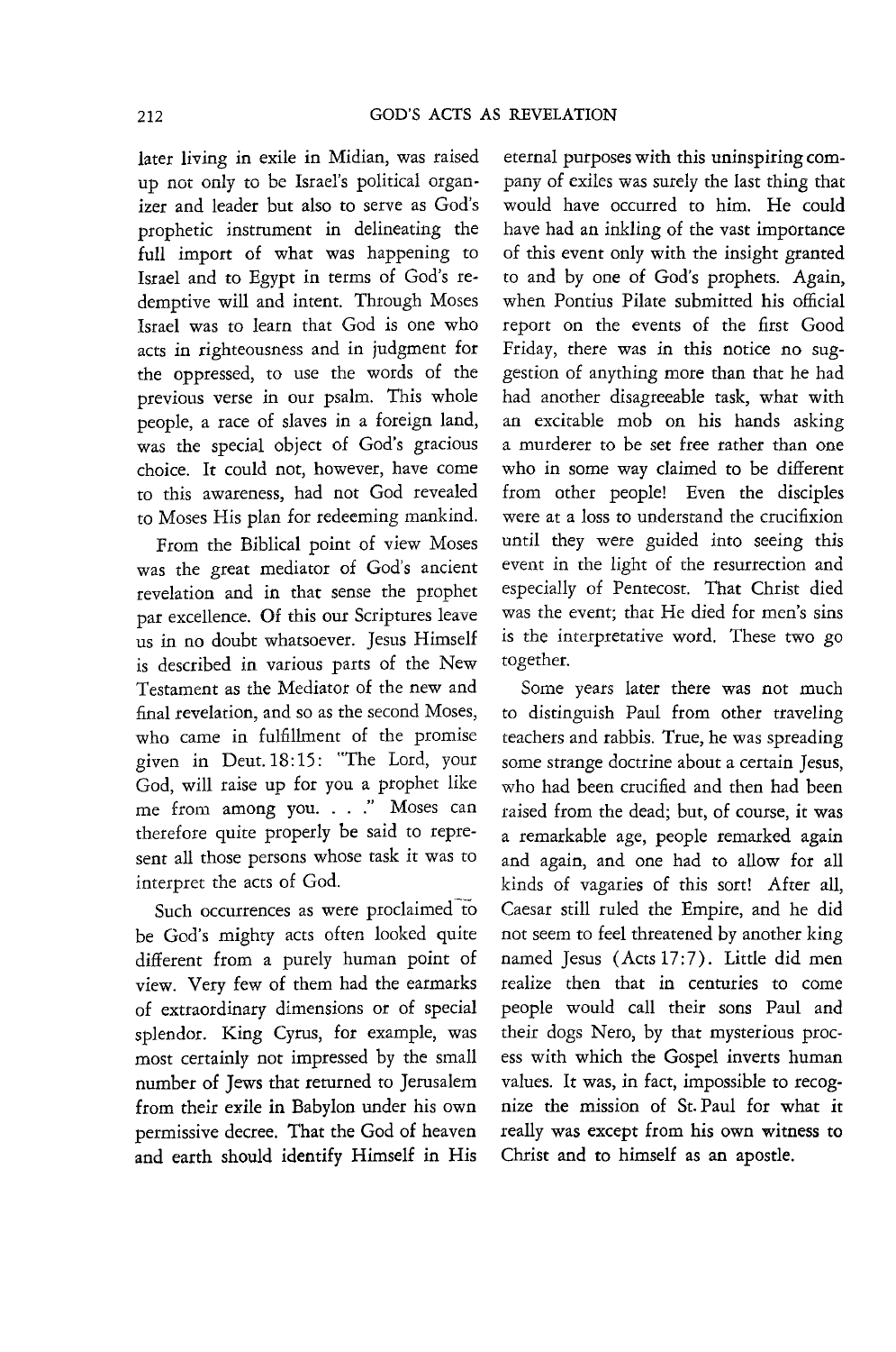later living in exile in Midian, was raised up not only to be Israel's political organizer and leader but also to serve as God's prophetic instrument in delineating the full import of what was happening to Israel and to Egypt in terms of God's redemptive will and intent. Through Moses Israel was to learn that God is one who acts in righteousness and in judgment for the oppressed, to use the words of the previous verse in our psalm. This whole people, a race of slaves in a foreign land, was the special object of God's gracious choice. It could not, however, have come to this awareness, had not God revealed to Moses His plan for redeeming mankind.

From the Biblical point of view Moses was the great mediator of God's ancient revelation and in that sense the prophet par excellence. Of this our Scriptures leave us in no doubt whatsoever. Jesus Himself is described in various parts of the New Testament as the Mediator of the new and final revelation, and so as the second Moses, who came in fulfillment of the promise given in Deut. 18:15: "The Lord, your God, will raise up for you a prophet like me from among you. . . ." Moses can therefore quite properly be said to represent all those persons whose task it was to interpret the acts of God.

Such occurrences as were proclaimed to be God's mighty acts often looked quite different from a purely human point of view. Very few of them had the earmarks of extraordinary dimensions or of special splendor. King Cyrus, for example, was most certainly not impressed by the small number of Jews that returned to Jerusalem from their exile in Babylon under his own permissive decree. That the God of heaven and earth should identify Himself in His eternal purposes with this uninspiring company of exiles was surely the last thing that would have occurred to him. He could have had an inkling of the vast importance of this event only with the insight granted to and by one of God's prophets. Again, when Pontius Pilate submitted his official report on the events of the first Good Friday, there was in this notice no suggestion of anything more than that he had had another disagreeable task, what with an excitable mob on his hands asking a murderer to be set free rather than one who in some way claimed to be different from other people! Even the disciples were at a loss to understand the crucifixion until they were guided into seeing this event in the light of the resurrection and especially of Pentecost. That Christ died was the event; that He died for men's sins is the interpretative word. These two go together.

Some years later there was not much to distinguish Paul from other traveling teachers and rabbis. True, he was spreading some strange doctrine about a certain Jesus, who had been crucified and then had been raised from the dead; but, of course, it was a remarkable age, people remarked again and again, and one had to allow for all kinds of vagaries of this sort! After all, Caesar still ruled the Empire, and he did not seem to feel threatened by another king named Jesus (Acts 17:7). Little did men realize then that in centuries to come people would call their sons Paul and their dogs Nero, by that mysterious process with which the Gospel inverts human values. It was, in fact, impossible to recognize the mission of St. Paul for what it really was except from his own witness to Christ and to himself as an apostle.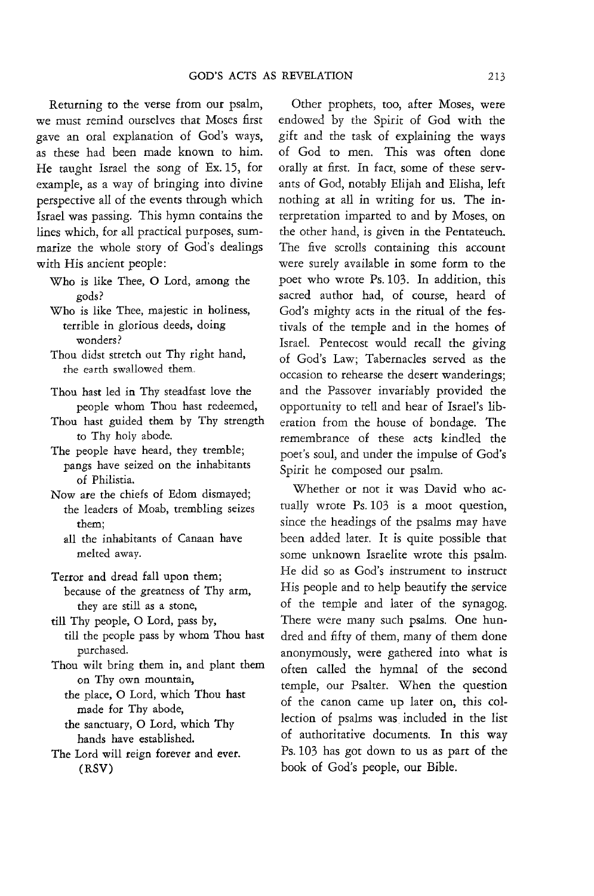Returning to the verse from our psalm, we must remind ourselves that Moses first gave an oral explanation of God's ways, as these had been made known to him. He taught Israel the song of Ex. 15, for example, as a way of bringing into divine perspective all of the events through which Israel was passing. This hymn contains the lines which, for all practical purposes, summarize the whole story of God's dealings with His ancient people:

> Who is like Thee, O Lord, among the gods?
> Who is like Thee, majestic in holiness,
> terrible in glorious deeds, doing wonders?
> Thou didst stretch out Thy right hand,
> the earth swallowed them.
>
> Thou hast led in Thy steadfast love the people whom Thou hast redeemed,
> Thou hast guided them by Thy strength to Thy holy abode.
> The people have heard, they tremble;
> pangs have seized on the inhabitants of Philistia.
> Now are the chiefs of Edom dismayed;
> the leaders of Moab, trembling seizes them;
> all the inhabitants of Canaan have melted away.
>
> Terror and dread fall upon them;
> because of the greatness of Thy arm,
> they are still as a stone,
> till Thy people, O Lord, pass by,
> till the people pass by whom Thou hast purchased.
> Thou wilt bring them in, and plant them on Thy own mountain,
> the place, O Lord, which Thou hast made for Thy abode,
> the sanctuary, O Lord, which Thy hands have established.
> The Lord will reign forever and ever.
> (RSV)

Other prophets, too, after Moses, were endowed by the Spirit of God with the gift and the task of explaining the ways of God to men. This was often done orally at first. In fact, some of these servants of God, notably Elijah and Elisha, left nothing at all in writing for us. The interpretation imparted to and by Moses, on the other hand, is given in the Pentateuch. The five scrolls containing this account were surely available in some form to the poet who wrote Ps. 103. In addition, this sacred author had, of course, heard of God's mighty acts in the ritual of the festivals of the temple and in the homes of Israel. Pentecost would recall the giving of God's Law; Tabernacles served as the occasion to rehearse the desert wanderings; and the Passover invariably provided the opportunity to tell and hear of Israel's liberation from the house of bondage. The remembrance of these acts kindled the poet's soul, and under the impulse of God's Spirit he composed our psalm.

Whether or not it was David who actually wrote Ps. 103 is a moot question, since the headings of the psalms may have been added later. It is quite possible that some unknown Israelite wrote this psalm. He did so as God's instrument to instruct His people and to help beautify the service of the temple and later of the synagog. There were many such psalms. One hundred and fifty of them, many of them done anonymously, were gathered into what is often called the hymnal of the second temple, our Psalter. When the question of the canon came up later on, this collection of psalms was included in the list of authoritative documents. In this way Ps. 103 has got down to us as part of the book of God's people, our Bible.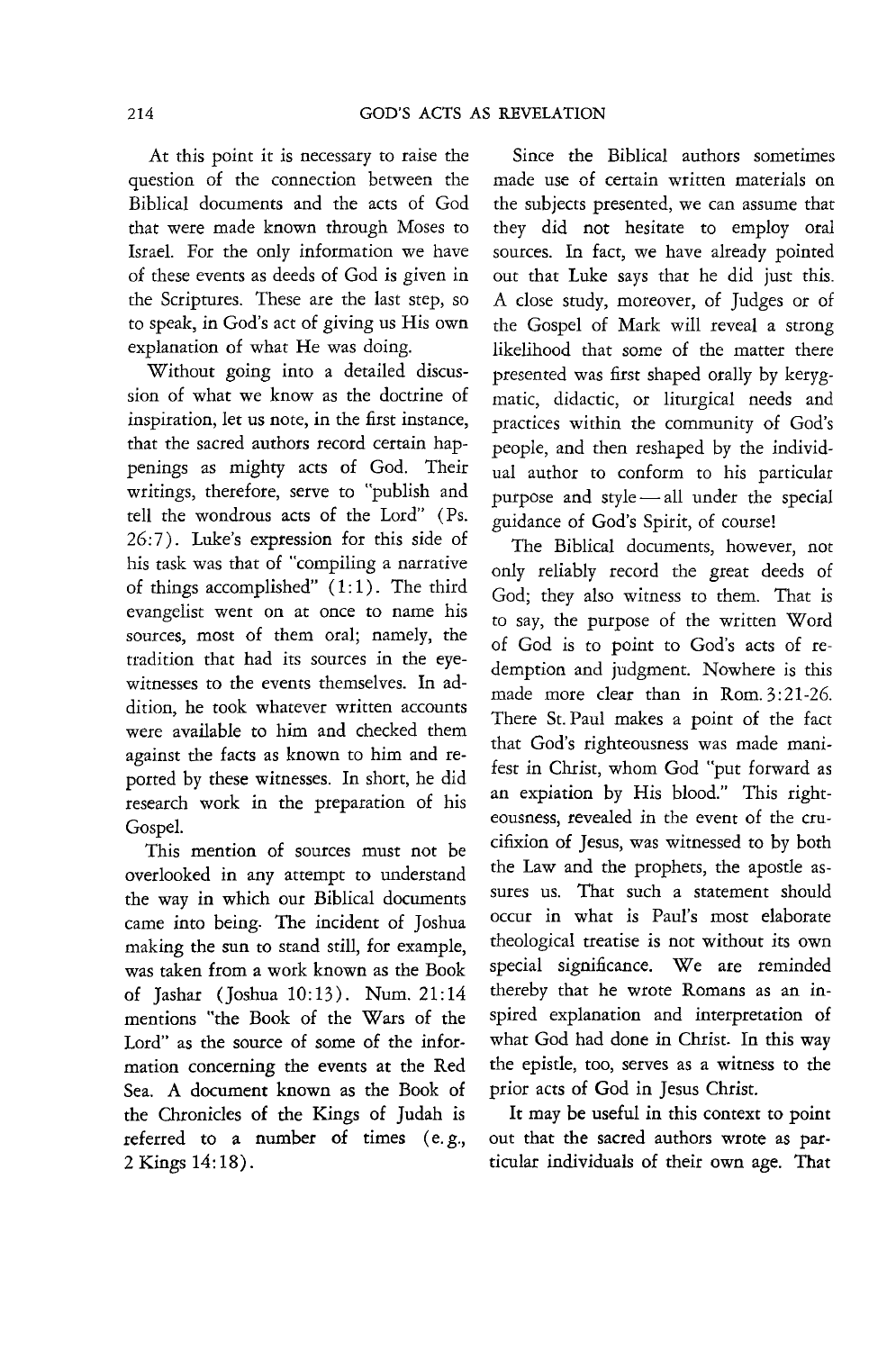At this point it is necessary to raise the question of the connection between the Biblical documents and the acts of God that were made known through Moses to Israel. For the only information we have of these events as deeds of God is given in the Scriptures. These are the last step, so to speak, in God's act of giving us His own explanation of what He was doing.

Without going into a detailed discussion of what we know as the doctrine of inspiration, let us note, in the first instance, that the sacred authors record certain happenings as mighty acts of God. Their writings, therefore, serve to "publish and tell the wondrous acts of the Lord" (Ps. 26:7). Luke's expression for this side of his task was that of "compiling a narrative of things accomplished" (1:1). The third evangelist went on at once to name his sources, most of them oral; namely, the tradition that had its sources in the eyewitnesses to the events themselves. In addition, he took whatever written accounts were available to him and checked them against the facts as known to him and reported by these witnesses. In short, he did research work in the preparation of his Gospel.

This mention of sources must not be overlooked in any attempt to understand the way in which our Biblical documents came into being. The incident of Joshua making the sun to stand still, for example, was taken from a work known as the Book of Jashar (Joshua 10:13). Num. 21:14 mentions "the Book of the Wars of the Lord" as the source of some of the information concerning the events at the Red Sea. A document known as the Book of the Chronicles of the Kings of Judah is referred to a number of times (e.g., 2 Kings 14:18).

Since the Biblical authors sometimes made use of certain written materials on the subjects presented, we can assume that they did not hesitate to employ oral sources. In fact, we have already pointed out that Luke says that he did just this. A close study, moreover, of Judges or of the Gospel of Mark will reveal a strong likelihood that some of the matter there presented was first shaped orally by kerygmatic, didactic, or liturgical needs and practices within the community of God's people, and then reshaped by the individual author to conform to his particular purpose and style — all under the special guidance of God's Spirit, of course!

The Biblical documents, however, not only reliably record the great deeds of God; they also witness to them. That is to say, the purpose of the written Word of God is to point to God's acts of redemption and judgment. Nowhere is this made more clear than in Rom. 3:21-26. There St. Paul makes a point of the fact that God's righteousness was made manifest in Christ, whom God "put forward as an expiation by His blood." This righteousness, revealed in the event of the crucifixion of Jesus, was witnessed to by both the Law and the prophets, the apostle assures us. That such a statement should occur in what is Paul's most elaborate theological treatise is not without its own special significance. We are reminded thereby that he wrote Romans as an inspired explanation and interpretation of what God had done in Christ. In this way the epistle, too, serves as a witness to the prior acts of God in Jesus Christ.

It may be useful in this context to point out that the sacred authors wrote as particular individuals of their own age. That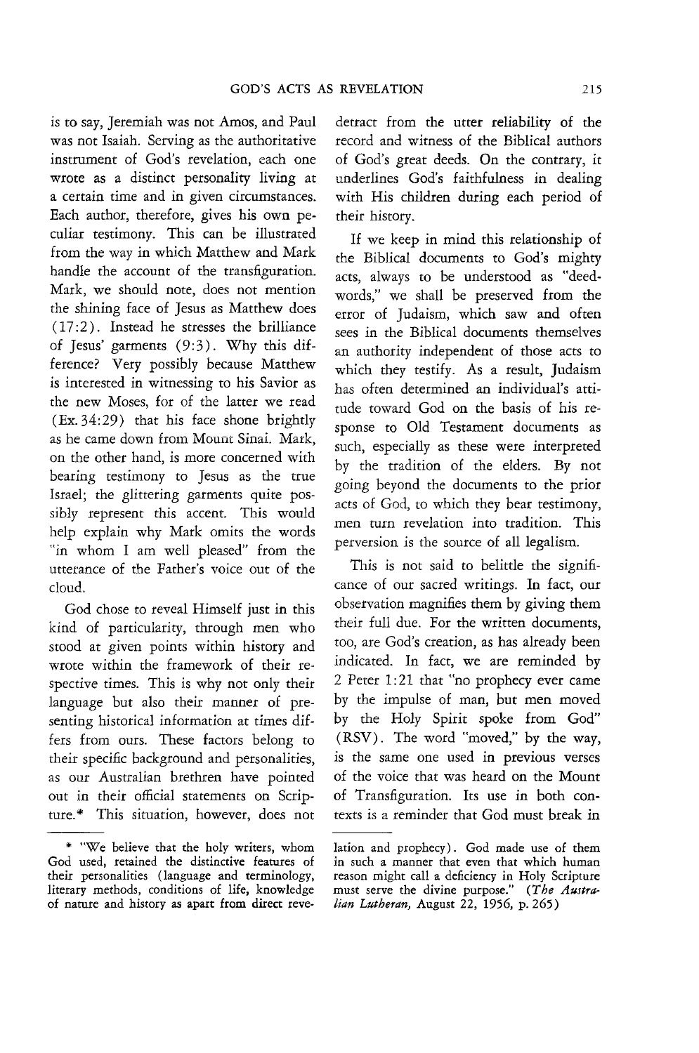is to say, Jeremiah was not Amos, and Paul was not Isaiah. Serving as the authoritative instrument of God's revelation, each one wrote as a distinct personality living at a certain time and in given circumstances. Each author, therefore, gives his own peculiar testimony. This can be illustrated from the way in which Matthew and Mark handle the account of the transfiguration. Mark, we should note, does not mention the shining face of Jesus as Matthew does (17:2). Instead he stresses the brilliance of Jesus' garments (9:3). Why this difference? Very possibly because Matthew is interested in witnessing to his Savior as the new Moses, for of the latter we read (Ex. 34:29) that his face shone brightly as he came down from Mount Sinai. Mark, on the other hand, is more concerned with bearing testimony to Jesus as the true Israel; the glittering garments quite possibly represent this accent. This would help explain why Mark omits the words "in whom I am well pleased" from the utterance of the Father's voice out of the cloud.

God chose to reveal Himself just in this kind of particularity, through men who stood at given points within history and wrote within the framework of their respective times. This is why not only their language but also their manner of presenting historical information at times differs from ours. These factors belong to their specific background and personalities, as our Australian brethren have pointed out in their official statements on Scripture.* This situation, however, does not detract from the utter reliability of the record and witness of the Biblical authors of God's great deeds. On the contrary, it underlines God's faithfulness in dealing with His children during each period of their history.

If we keep in mind this relationship of the Biblical documents to God's mighty acts, always to be understood as "deed-words," we shall be preserved from the error of Judaism, which saw and often sees in the Biblical documents themselves an authority independent of those acts to which they testify. As a result, Judaism has often determined an individual's attitude toward God on the basis of his response to Old Testament documents as such, especially as these were interpreted by the tradition of the elders. By not going beyond the documents to the prior acts of God, to which they bear testimony, men turn revelation into tradition. This perversion is the source of all legalism.

This is not said to belittle the significance of our sacred writings. In fact, our observation magnifies them by giving them their full due. For the written documents, too, are God's creation, as has already been indicated. In fact, we are reminded by 2 Peter 1:21 that "no prophecy ever came by the impulse of man, but men moved by the Holy Spirit spoke from God" (RSV). The word "moved," by the way, is the same one used in previous verses of the voice that was heard on the Mount of Transfiguration. Its use in both contexts is a reminder that God must break in

---

\* "We believe that the holy writers, whom God used, retained the distinctive features of their personalities (language and terminology, literary methods, conditions of life, knowledge of nature and history as apart from direct revelation and prophecy). God made use of them in such a manner that even that which human reason might call a deficiency in Holy Scripture must serve the divine purpose." (*The Australian Lutheran,* August 22, 1956, p. 265)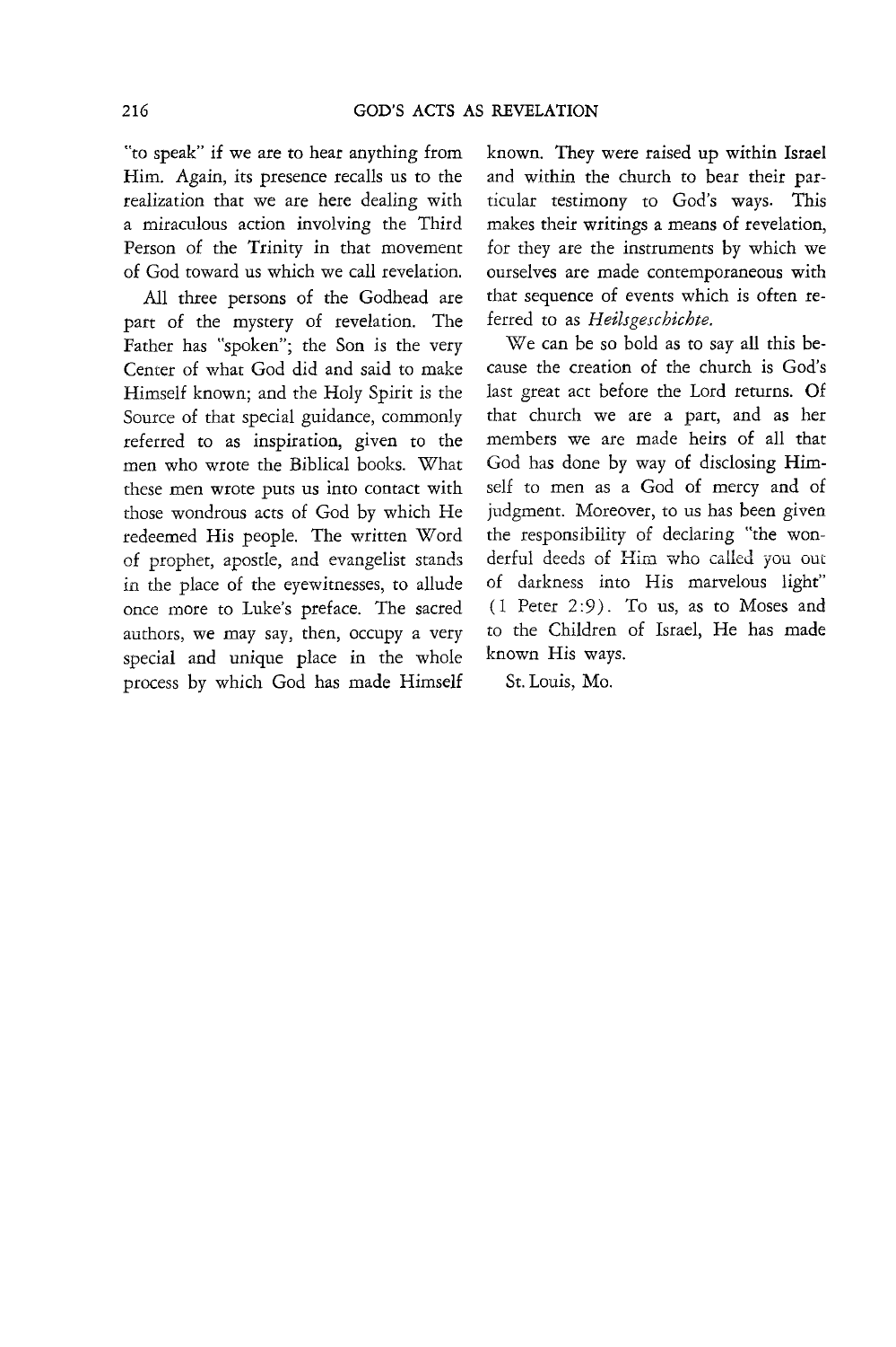"to speak" if we are to hear anything from Him. Again, its presence recalls us to the realization that we are here dealing with a miraculous action involving the Third Person of the Trinity in that movement of God toward us which we call revelation.

All three persons of the Godhead are part of the mystery of revelation. The Father has "spoken"; the Son is the very Center of what God did and said to make Himself known; and the Holy Spirit is the Source of that special guidance, commonly referred to as inspiration, given to the men who wrote the Biblical books. What these men wrote puts us into contact with those wondrous acts of God by which He redeemed His people. The written Word of prophet, apostle, and evangelist stands in the place of the eyewitnesses, to allude once more to Luke's preface. The sacred authors, we may say, then, occupy a very special and unique place in the whole process by which God has made Himself known. They were raised up within Israel and within the church to bear their particular testimony to God's ways. This makes their writings a means of revelation, for they are the instruments by which we ourselves are made contemporaneous with that sequence of events which is often referred to as *Heilsgeschichte*.

We can be so bold as to say all this because the creation of the church is God's last great act before the Lord returns. Of that church we are a part, and as her members we are made heirs of all that God has done by way of disclosing Himself to men as a God of mercy and of judgment. Moreover, to us has been given the responsibility of declaring "the wonderful deeds of Him who called you out of darkness into His marvelous light" (1 Peter 2:9). To us, as to Moses and to the Children of Israel, He has made known His ways.

St. Louis, Mo.